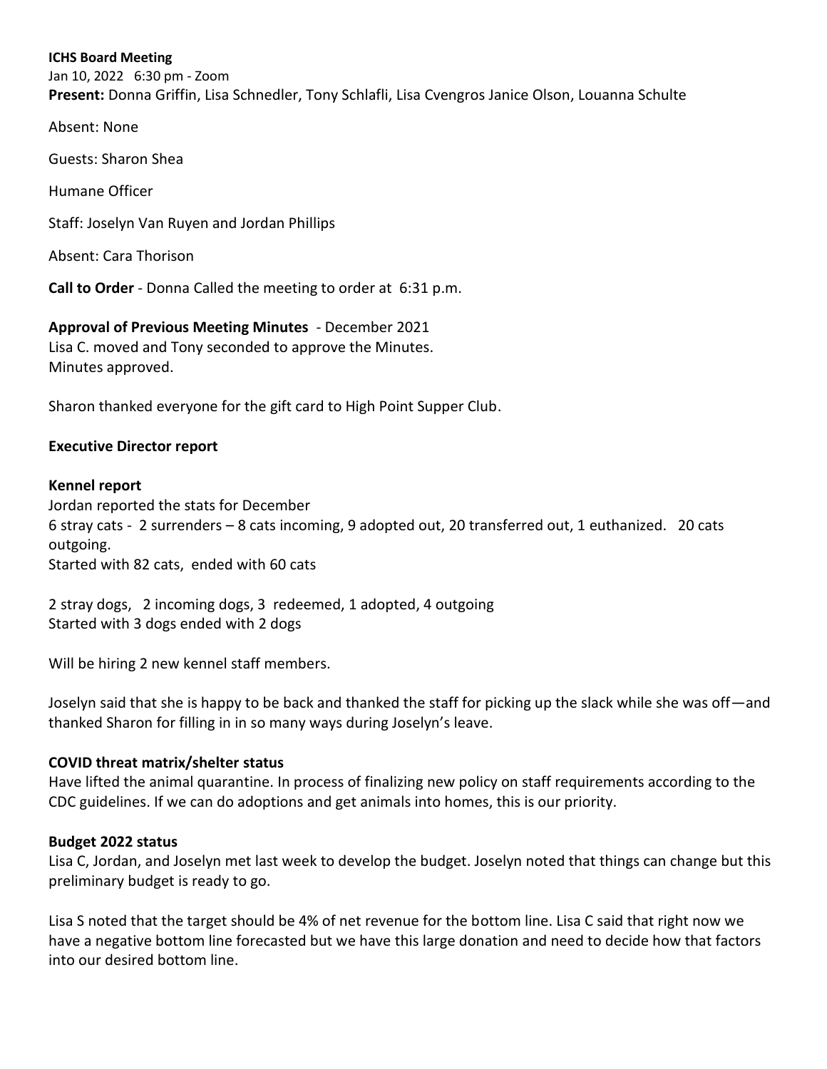**ICHS Board Meeting**

Jan 10, 2022 6:30 pm - Zoom

**Present:** Donna Griffin, Lisa Schnedler, Tony Schlafli, Lisa Cvengros Janice Olson, Louanna Schulte

Absent: None

Guests: Sharon Shea

Humane Officer

Staff: Joselyn Van Ruyen and Jordan Phillips

Absent: Cara Thorison

**Call to Order** - Donna Called the meeting to order at 6:31 p.m.

**Approval of Previous Meeting Minutes** - December 2021

Lisa C. moved and Tony seconded to approve the Minutes.

Minutes approved.

Sharon thanked everyone for the gift card to High Point Supper Club.

**Executive Director report**

**Kennel report**

Jordan reported the stats for December

6 stray cats - 2 surrenders – 8 cats incoming, 9 adopted out, 20 transferred out, 1 euthanized. 20 cats outgoing.

Started with 82 cats, ended with 60 cats

2 stray dogs, 2 incoming dogs, 3 redeemed, 1 adopted, 4 outgoing

Started with 3 dogs ended with 2 dogs

Will be hiring 2 new kennel staff members.

Joselyn said that she is happy to be back and thanked the staff for picking up the slack while she was off—and thanked Sharon for filling in in so many ways during Joselyn's leave.

**COVID threat matrix/shelter status**

Have lifted the animal quarantine. In process of finalizing new policy on staff requirements according to the CDC guidelines. If we can do adoptions and get animals into homes, this is our priority.

**Budget 2022 status**

Lisa C, Jordan, and Joselyn met last week to develop the budget. Joselyn noted that things can change but this preliminary budget is ready to go.

Lisa S noted that the target should be 4% of net revenue for the bottom line. Lisa C said that right now we have a negative bottom line forecasted but we have this large donation and need to decide how that factors into our desired bottom line.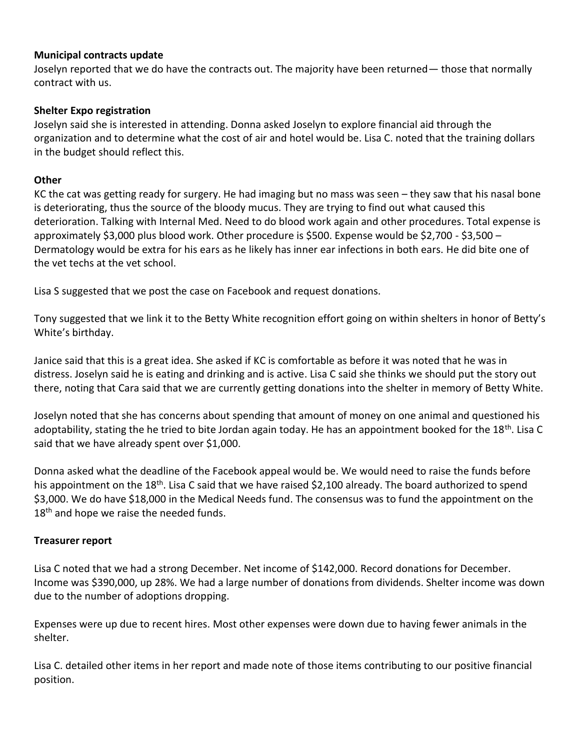**Municipal contracts update**
Joselyn reported that we do have the contracts out. The majority have been returned— those that normally contract with us.

**Shelter Expo registration**
Joselyn said she is interested in attending. Donna asked Joselyn to explore financial aid through the organization and to determine what the cost of air and hotel would be. Lisa C. noted that the training dollars in the budget should reflect this.

**Other**
KC the cat was getting ready for surgery. He had imaging but no mass was seen – they saw that his nasal bone is deteriorating, thus the source of the bloody mucus. They are trying to find out what caused this deterioration. Talking with Internal Med. Need to do blood work again and other procedures. Total expense is approximately $3,000 plus blood work. Other procedure is $500. Expense would be $2,700 - $3,500 – Dermatology would be extra for his ears as he likely has inner ear infections in both ears. He did bite one of the vet techs at the vet school.

Lisa S suggested that we post the case on Facebook and request donations.

Tony suggested that we link it to the Betty White recognition effort going on within shelters in honor of Betty's White's birthday.

Janice said that this is a great idea. She asked if KC is comfortable as before it was noted that he was in distress. Joselyn said he is eating and drinking and is active. Lisa C said she thinks we should put the story out there, noting that Cara said that we are currently getting donations into the shelter in memory of Betty White.

Joselyn noted that she has concerns about spending that amount of money on one animal and questioned his adoptability, stating the he tried to bite Jordan again today. He has an appointment booked for the 18th. Lisa C said that we have already spent over $1,000.

Donna asked what the deadline of the Facebook appeal would be. We would need to raise the funds before his appointment on the 18th. Lisa C said that we have raised $2,100 already. The board authorized to spend $3,000. We do have $18,000 in the Medical Needs fund. The consensus was to fund the appointment on the 18th and hope we raise the needed funds.

**Treasurer report**

Lisa C noted that we had a strong December. Net income of $142,000. Record donations for December. Income was $390,000, up 28%. We had a large number of donations from dividends. Shelter income was down due to the number of adoptions dropping.

Expenses were up due to recent hires. Most other expenses were down due to having fewer animals in the shelter.

Lisa C. detailed other items in her report and made note of those items contributing to our positive financial position.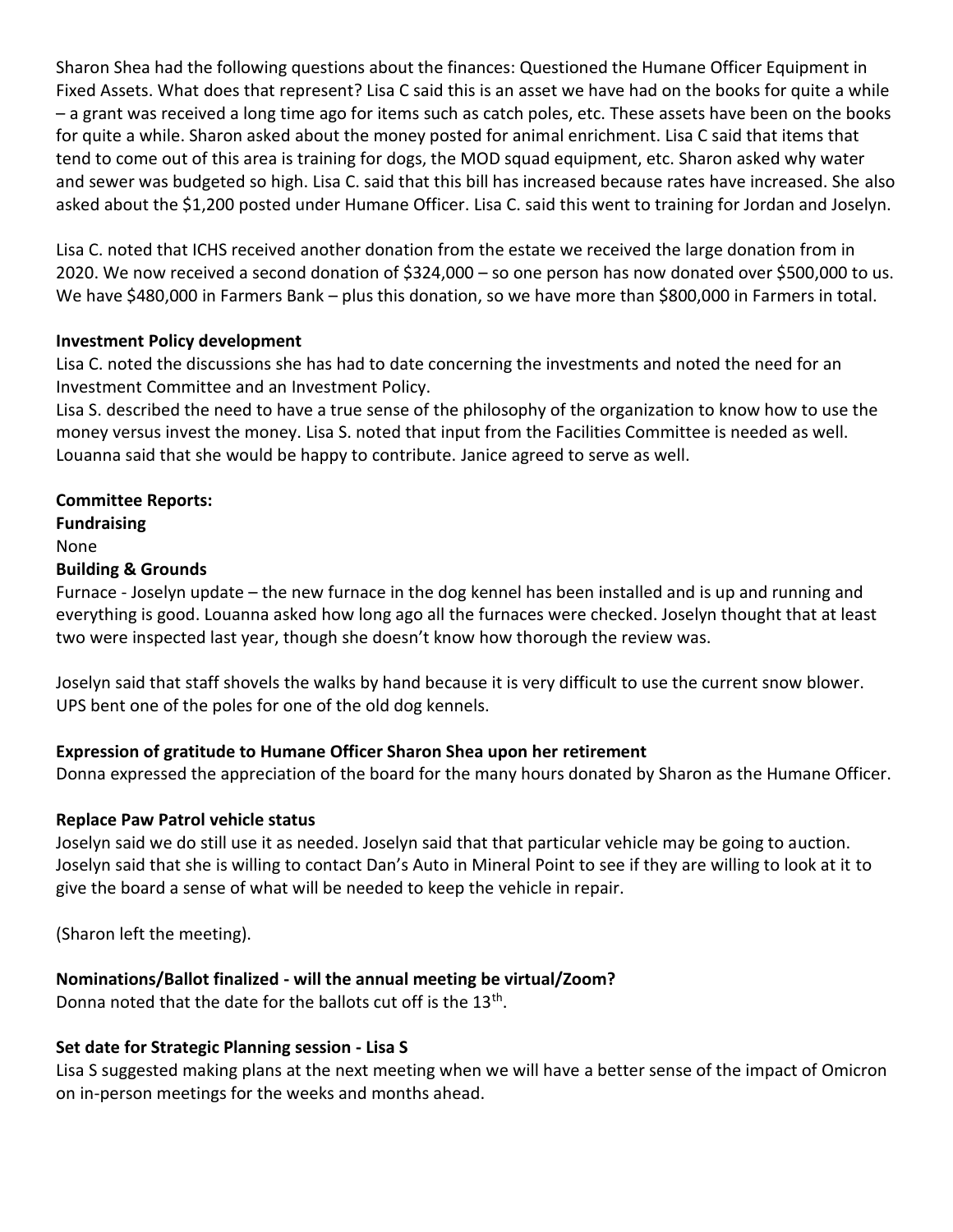Sharon Shea had the following questions about the finances: Questioned the Humane Officer Equipment in Fixed Assets. What does that represent? Lisa C said this is an asset we have had on the books for quite a while – a grant was received a long time ago for items such as catch poles, etc. These assets have been on the books for quite a while. Sharon asked about the money posted for animal enrichment. Lisa C said that items that tend to come out of this area is training for dogs, the MOD squad equipment, etc. Sharon asked why water and sewer was budgeted so high. Lisa C. said that this bill has increased because rates have increased. She also asked about the $1,200 posted under Humane Officer. Lisa C. said this went to training for Jordan and Joselyn.

Lisa C. noted that ICHS received another donation from the estate we received the large donation from in 2020. We now received a second donation of $324,000 – so one person has now donated over $500,000 to us. We have $480,000 in Farmers Bank – plus this donation, so we have more than $800,000 in Farmers in total.

**Investment Policy development**

Lisa C. noted the discussions she has had to date concerning the investments and noted the need for an Investment Committee and an Investment Policy.

Lisa S. described the need to have a true sense of the philosophy of the organization to know how to use the money versus invest the money. Lisa S. noted that input from the Facilities Committee is needed as well. Louanna said that she would be happy to contribute. Janice agreed to serve as well.

**Committee Reports:**

**Fundraising**

None

**Building & Grounds**

Furnace - Joselyn update – the new furnace in the dog kennel has been installed and is up and running and everything is good. Louanna asked how long ago all the furnaces were checked. Joselyn thought that at least two were inspected last year, though she doesn't know how thorough the review was.

Joselyn said that staff shovels the walks by hand because it is very difficult to use the current snow blower. UPS bent one of the poles for one of the old dog kennels.

**Expression of gratitude to Humane Officer Sharon Shea upon her retirement**

Donna expressed the appreciation of the board for the many hours donated by Sharon as the Humane Officer.

**Replace Paw Patrol vehicle status**

Joselyn said we do still use it as needed. Joselyn said that that particular vehicle may be going to auction. Joselyn said that she is willing to contact Dan's Auto in Mineral Point to see if they are willing to look at it to give the board a sense of what will be needed to keep the vehicle in repair.

(Sharon left the meeting).

**Nominations/Ballot finalized - will the annual meeting be virtual/Zoom?**

Donna noted that the date for the ballots cut off is the 13th.

**Set date for Strategic Planning session - Lisa S**

Lisa S suggested making plans at the next meeting when we will have a better sense of the impact of Omicron on in-person meetings for the weeks and months ahead.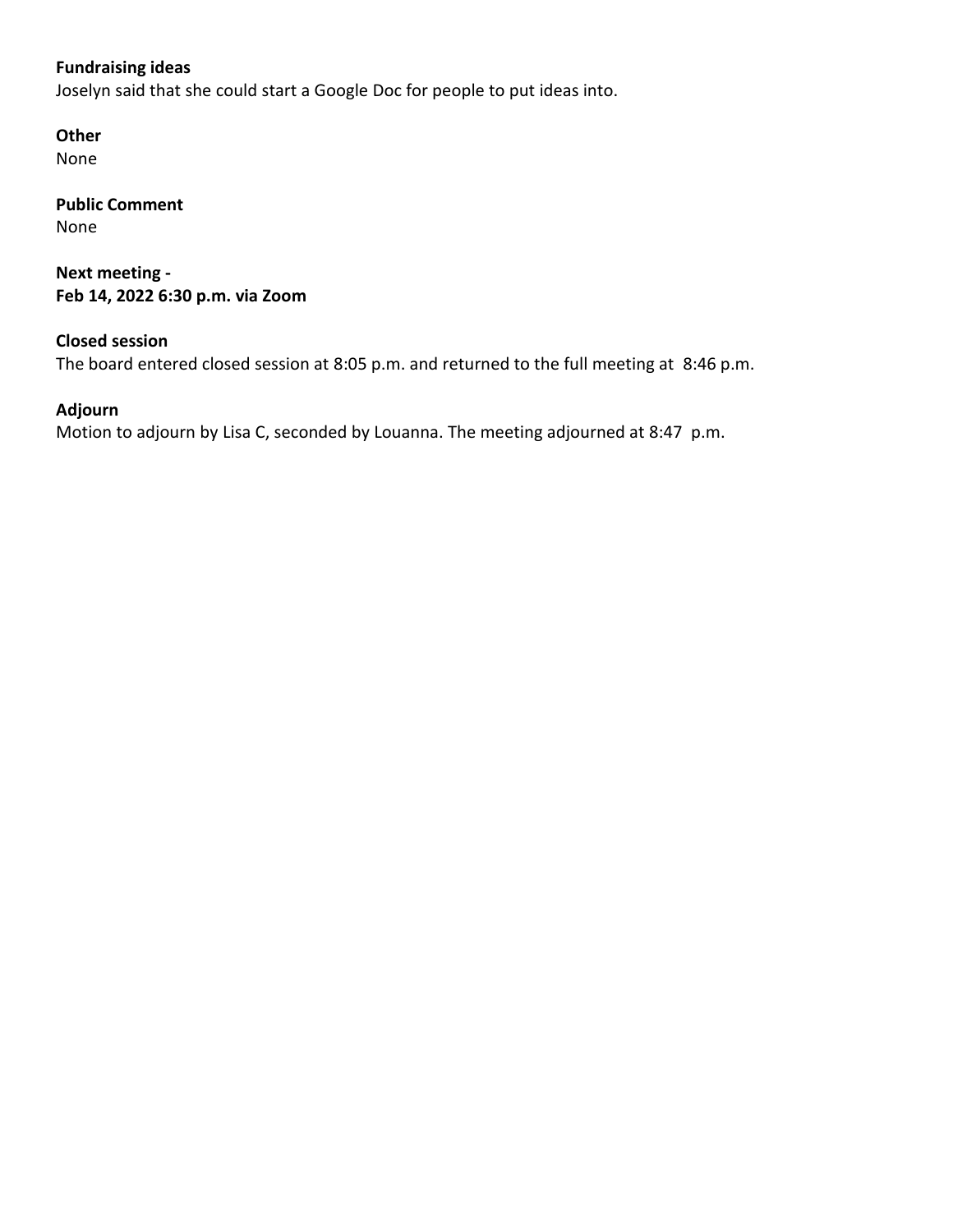**Fundraising ideas**
Joselyn said that she could start a Google Doc for people to put ideas into.

**Other**
None

**Public Comment**
None

**Next meeting -**
**Feb 14, 2022 6:30 p.m. via Zoom**

**Closed session**
The board entered closed session at 8:05 p.m. and returned to the full meeting at 8:46 p.m.

**Adjourn**
Motion to adjourn by Lisa C, seconded by Louanna. The meeting adjourned at 8:47 p.m.